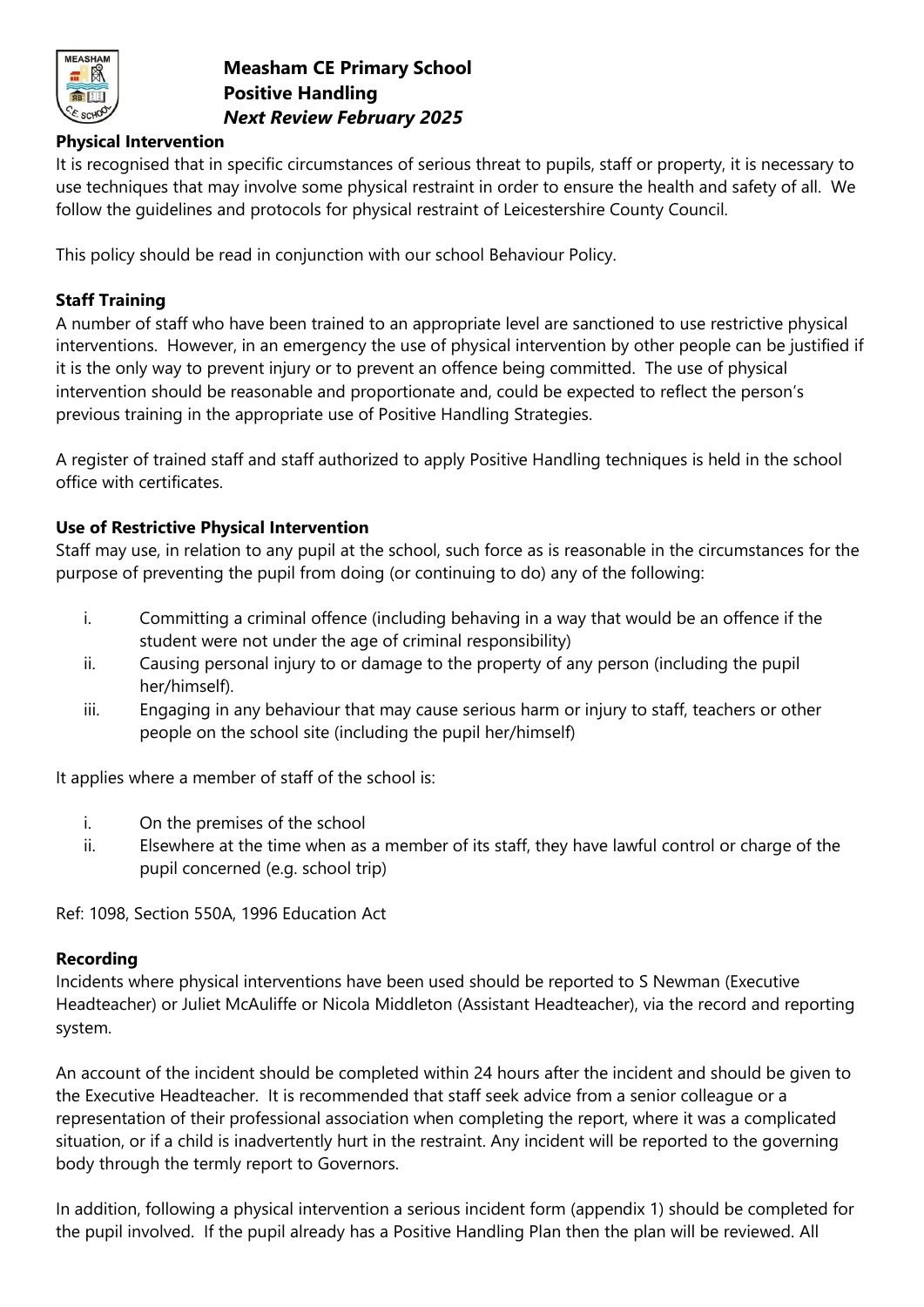# Measham CE Primary School
# Positive Handling
# *Next Review February 2025*

## Physical Intervention

It is recognised that in specific circumstances of serious threat to pupils, staff or property, it is necessary to use techniques that may involve some physical restraint in order to ensure the health and safety of all. We follow the guidelines and protocols for physical restraint of Leicestershire County Council.

This policy should be read in conjunction with our school Behaviour Policy.

## Staff Training

A number of staff who have been trained to an appropriate level are sanctioned to use restrictive physical interventions. However, in an emergency the use of physical intervention by other people can be justified if it is the only way to prevent injury or to prevent an offence being committed. The use of physical intervention should be reasonable and proportionate and, could be expected to reflect the person's previous training in the appropriate use of Positive Handling Strategies.

A register of trained staff and staff authorized to apply Positive Handling techniques is held in the school office with certificates.

## Use of Restrictive Physical Intervention

Staff may use, in relation to any pupil at the school, such force as is reasonable in the circumstances for the purpose of preventing the pupil from doing (or continuing to do) any of the following:

i. Committing a criminal offence (including behaving in a way that would be an offence if the student were not under the age of criminal responsibility)
ii. Causing personal injury to or damage to the property of any person (including the pupil her/himself).
iii. Engaging in any behaviour that may cause serious harm or injury to staff, teachers or other people on the school site (including the pupil her/himself)

It applies where a member of staff of the school is:

i. On the premises of the school
ii. Elsewhere at the time when as a member of its staff, they have lawful control or charge of the pupil concerned (e.g. school trip)

Ref: 1098, Section 550A, 1996 Education Act

## Recording

Incidents where physical interventions have been used should be reported to S Newman (Executive Headteacher) or Juliet McAuliffe or Nicola Middleton (Assistant Headteacher), via the record and reporting system.

An account of the incident should be completed within 24 hours after the incident and should be given to the Executive Headteacher. It is recommended that staff seek advice from a senior colleague or a representation of their professional association when completing the report, where it was a complicated situation, or if a child is inadvertently hurt in the restraint. Any incident will be reported to the governing body through the termly report to Governors.

In addition, following a physical intervention a serious incident form (appendix 1) should be completed for the pupil involved. If the pupil already has a Positive Handling Plan then the plan will be reviewed. All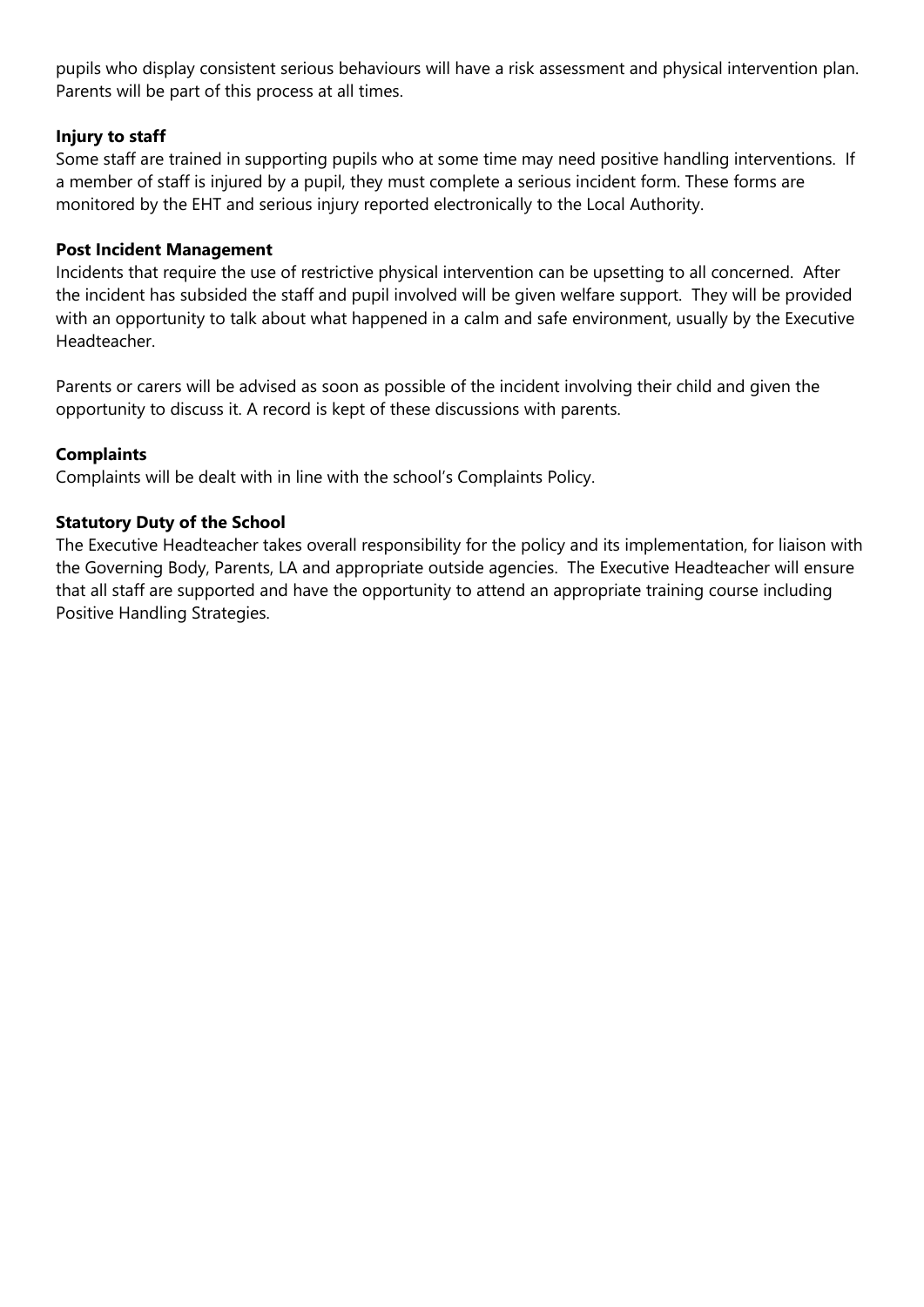pupils who display consistent serious behaviours will have a risk assessment and physical intervention plan. Parents will be part of this process at all times.

**Injury to staff**

Some staff are trained in supporting pupils who at some time may need positive handling interventions. If a member of staff is injured by a pupil, they must complete a serious incident form. These forms are monitored by the EHT and serious injury reported electronically to the Local Authority.

**Post Incident Management**

Incidents that require the use of restrictive physical intervention can be upsetting to all concerned. After the incident has subsided the staff and pupil involved will be given welfare support. They will be provided with an opportunity to talk about what happened in a calm and safe environment, usually by the Executive Headteacher.

Parents or carers will be advised as soon as possible of the incident involving their child and given the opportunity to discuss it. A record is kept of these discussions with parents.

**Complaints**

Complaints will be dealt with in line with the school's Complaints Policy.

**Statutory Duty of the School**

The Executive Headteacher takes overall responsibility for the policy and its implementation, for liaison with the Governing Body, Parents, LA and appropriate outside agencies. The Executive Headteacher will ensure that all staff are supported and have the opportunity to attend an appropriate training course including Positive Handling Strategies.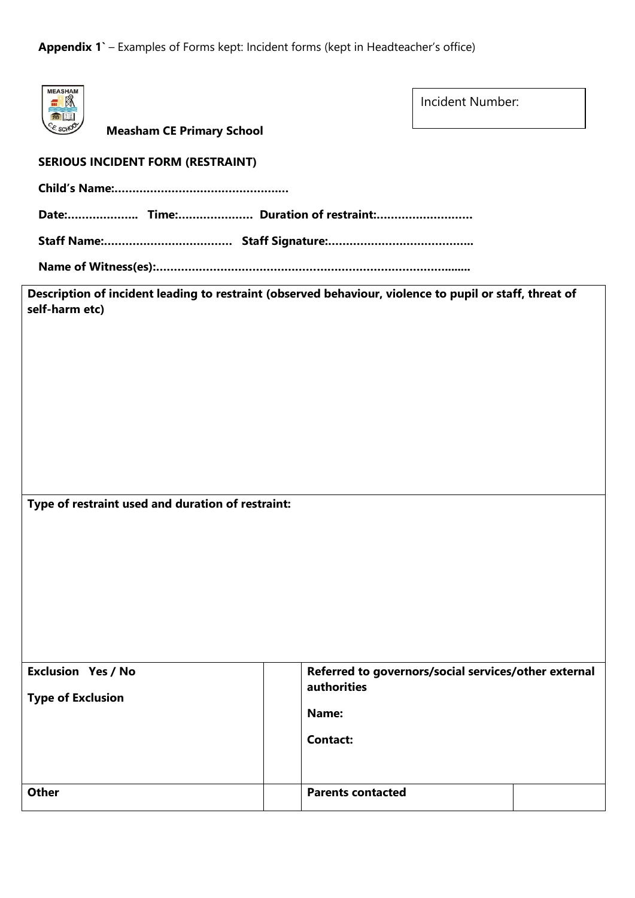**Appendix 1`** – Examples of Forms kept: Incident forms (kept in Headteacher's office)

| Incident Number: |
|---|

**Measham CE Primary School**

**SERIOUS INCIDENT FORM (RESTRAINT)**

**Child's Name:………………………………………….**

**Date:……………….. Time:………………… Duration of restraint:………………………**

**Staff Name:……………………………… Staff Signature:…………………………………..**

**Name of Witness(es):………………………………………………………………………......**

| **Description of incident leading to restraint (observed behaviour, violence to pupil or staff, threat of self-harm etc)** | | | |
|---|---|---|---|
| **Type of restraint used and duration of restraint:** | | | |
| **Exclusion Yes / No**<br><br>**Type of Exclusion** | | **Referred to governors/social services/other external authorities**<br><br>**Name:**<br><br>**Contact:** | |
| **Other** | | **Parents contacted** | |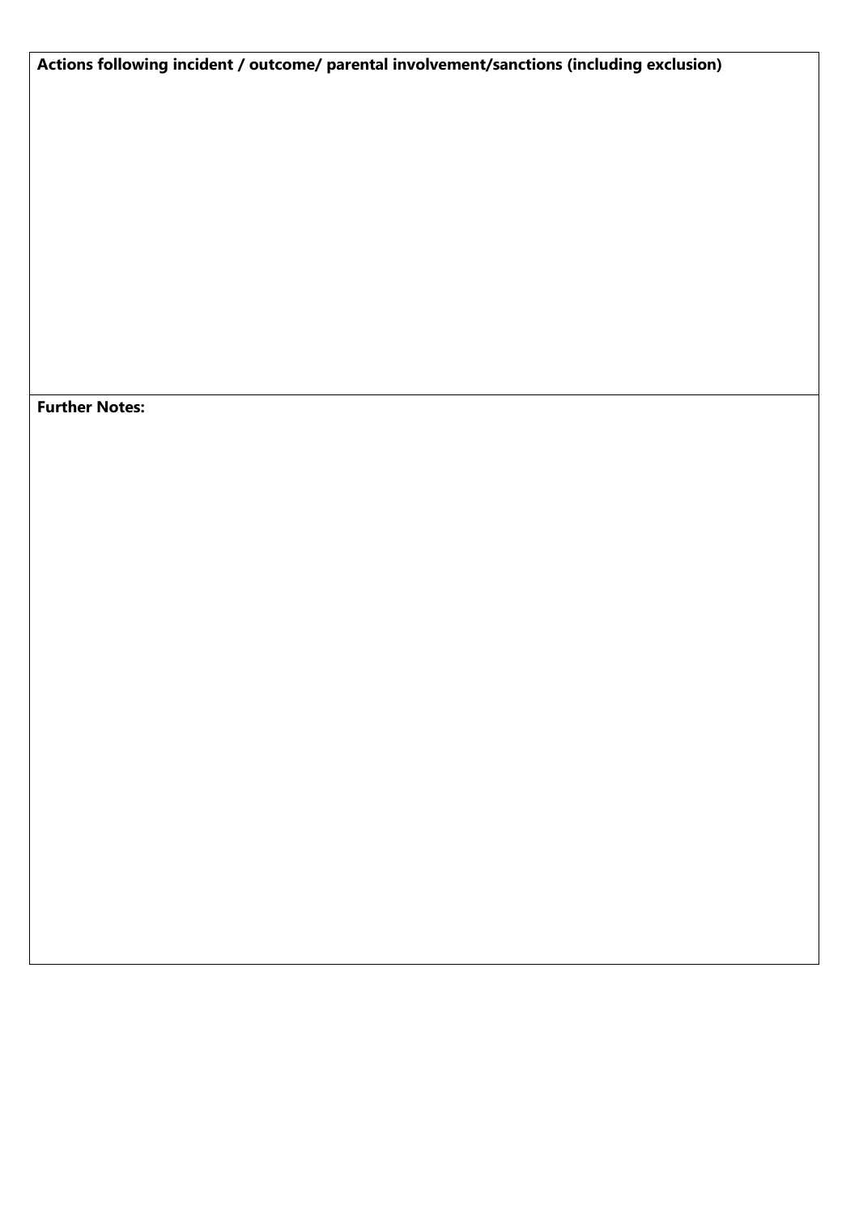**Actions following incident / outcome/ parental involvement/sanctions (including exclusion)**

**Further Notes:**